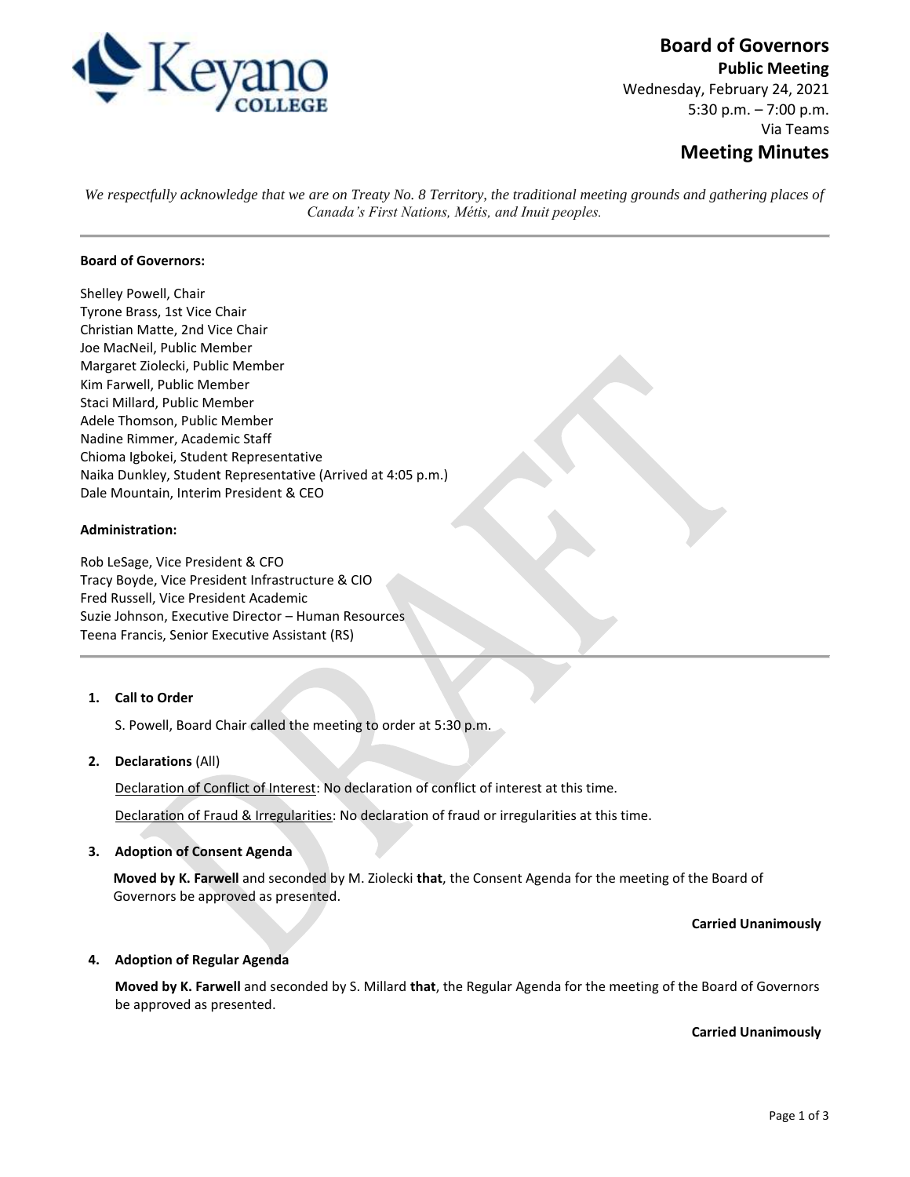# Board of Governors

**Public Meeting**

Wednesday, February 24, 2021

5:30 p.m. – 7:00 p.m.

Via Teams

## Meeting Minutes

*We respectfully acknowledge that we are on Treaty No. 8 Territory, the traditional meeting grounds and gathering places of Canada's First Nations, Métis, and Inuit peoples.*

---

**Board of Governors:**

Shelley Powell, Chair
Tyrone Brass, 1st Vice Chair
Christian Matte, 2nd Vice Chair
Joe MacNeil, Public Member
Margaret Ziolecki, Public Member
Kim Farwell, Public Member
Staci Millard, Public Member
Adele Thomson, Public Member
Nadine Rimmer, Academic Staff
Chioma Igbokei, Student Representative
Naika Dunkley, Student Representative (Arrived at 4:05 p.m.)
Dale Mountain, Interim President & CEO

**Administration:**

Rob LeSage, Vice President & CFO
Tracy Boyde, Vice President Infrastructure & CIO
Fred Russell, Vice President Academic
Suzie Johnson, Executive Director – Human Resources
Teena Francis, Senior Executive Assistant (RS)

---

1. **Call to Order**

   S. Powell, Board Chair called the meeting to order at 5:30 p.m.

2. **Declarations** (All)

   Declaration of Conflict of Interest: No declaration of conflict of interest at this time.

   Declaration of Fraud & Irregularities: No declaration of fraud or irregularities at this time.

3. **Adoption of Consent Agenda**

   **Moved by K. Farwell** and seconded by M. Ziolecki **that**, the Consent Agenda for the meeting of the Board of Governors be approved as presented.

   **Carried Unanimously**

4. **Adoption of Regular Agenda**

   **Moved by K. Farwell** and seconded by S. Millard **that**, the Regular Agenda for the meeting of the Board of Governors be approved as presented.

   **Carried Unanimously**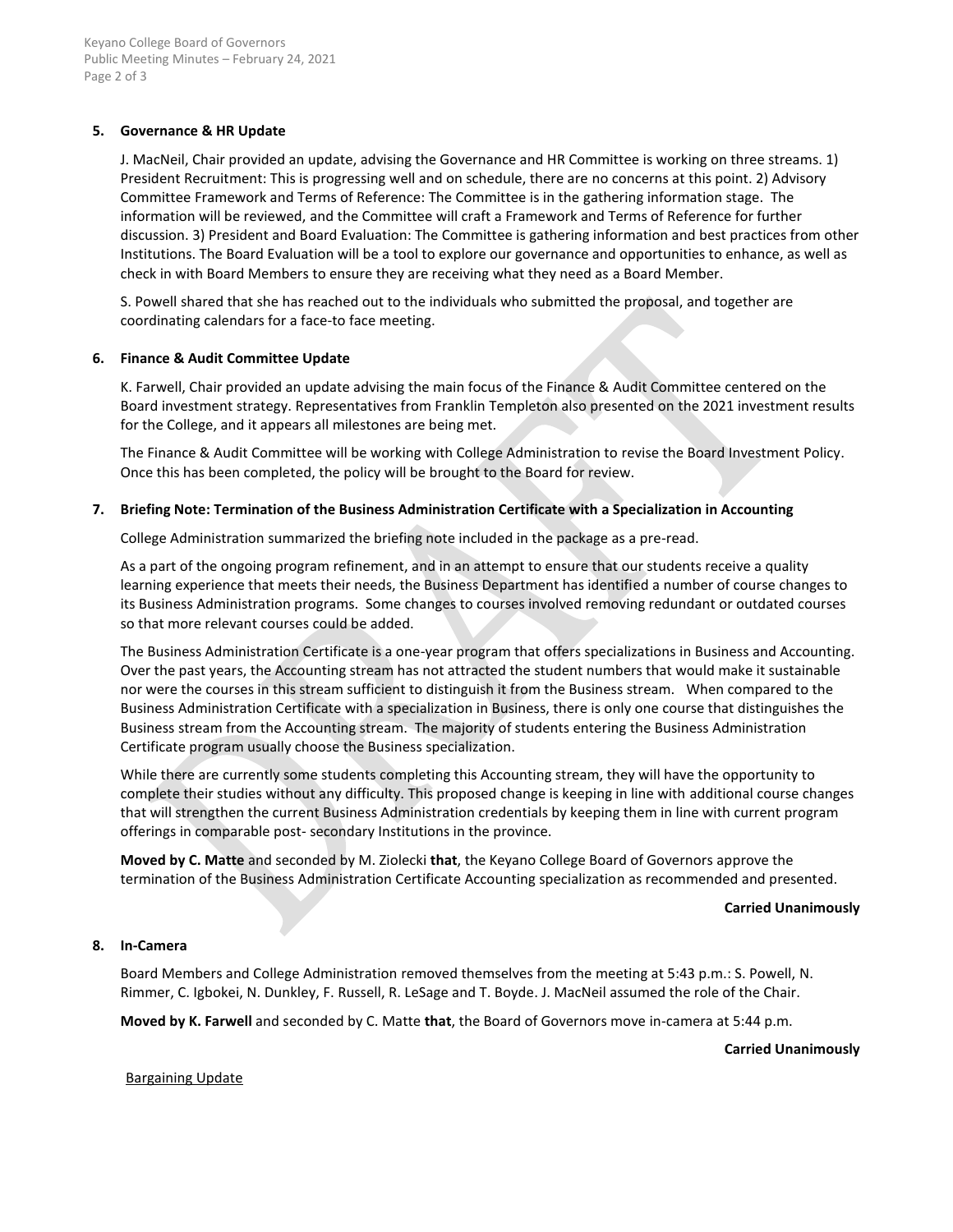**5. Governance & HR Update**

J. MacNeil, Chair provided an update, advising the Governance and HR Committee is working on three streams. 1) President Recruitment: This is progressing well and on schedule, there are no concerns at this point. 2) Advisory Committee Framework and Terms of Reference: The Committee is in the gathering information stage. The information will be reviewed, and the Committee will craft a Framework and Terms of Reference for further discussion. 3) President and Board Evaluation: The Committee is gathering information and best practices from other Institutions. The Board Evaluation will be a tool to explore our governance and opportunities to enhance, as well as check in with Board Members to ensure they are receiving what they need as a Board Member.

S. Powell shared that she has reached out to the individuals who submitted the proposal, and together are coordinating calendars for a face-to face meeting.

**6. Finance & Audit Committee Update**

K. Farwell, Chair provided an update advising the main focus of the Finance & Audit Committee centered on the Board investment strategy. Representatives from Franklin Templeton also presented on the 2021 investment results for the College, and it appears all milestones are being met.

The Finance & Audit Committee will be working with College Administration to revise the Board Investment Policy. Once this has been completed, the policy will be brought to the Board for review.

**7. Briefing Note: Termination of the Business Administration Certificate with a Specialization in Accounting**

College Administration summarized the briefing note included in the package as a pre-read.

As a part of the ongoing program refinement, and in an attempt to ensure that our students receive a quality learning experience that meets their needs, the Business Department has identified a number of course changes to its Business Administration programs. Some changes to courses involved removing redundant or outdated courses so that more relevant courses could be added.

The Business Administration Certificate is a one-year program that offers specializations in Business and Accounting. Over the past years, the Accounting stream has not attracted the student numbers that would make it sustainable nor were the courses in this stream sufficient to distinguish it from the Business stream. When compared to the Business Administration Certificate with a specialization in Business, there is only one course that distinguishes the Business stream from the Accounting stream. The majority of students entering the Business Administration Certificate program usually choose the Business specialization.

While there are currently some students completing this Accounting stream, they will have the opportunity to complete their studies without any difficulty. This proposed change is keeping in line with additional course changes that will strengthen the current Business Administration credentials by keeping them in line with current program offerings in comparable post- secondary Institutions in the province.

**Moved by C. Matte** and seconded by M. Ziolecki **that**, the Keyano College Board of Governors approve the termination of the Business Administration Certificate Accounting specialization as recommended and presented.

**Carried Unanimously**

**8. In-Camera**

Board Members and College Administration removed themselves from the meeting at 5:43 p.m.: S. Powell, N. Rimmer, C. Igbokei, N. Dunkley, F. Russell, R. LeSage and T. Boyde. J. MacNeil assumed the role of the Chair.

**Moved by K. Farwell** and seconded by C. Matte **that**, the Board of Governors move in-camera at 5:44 p.m.

**Carried Unanimously**

Bargaining Update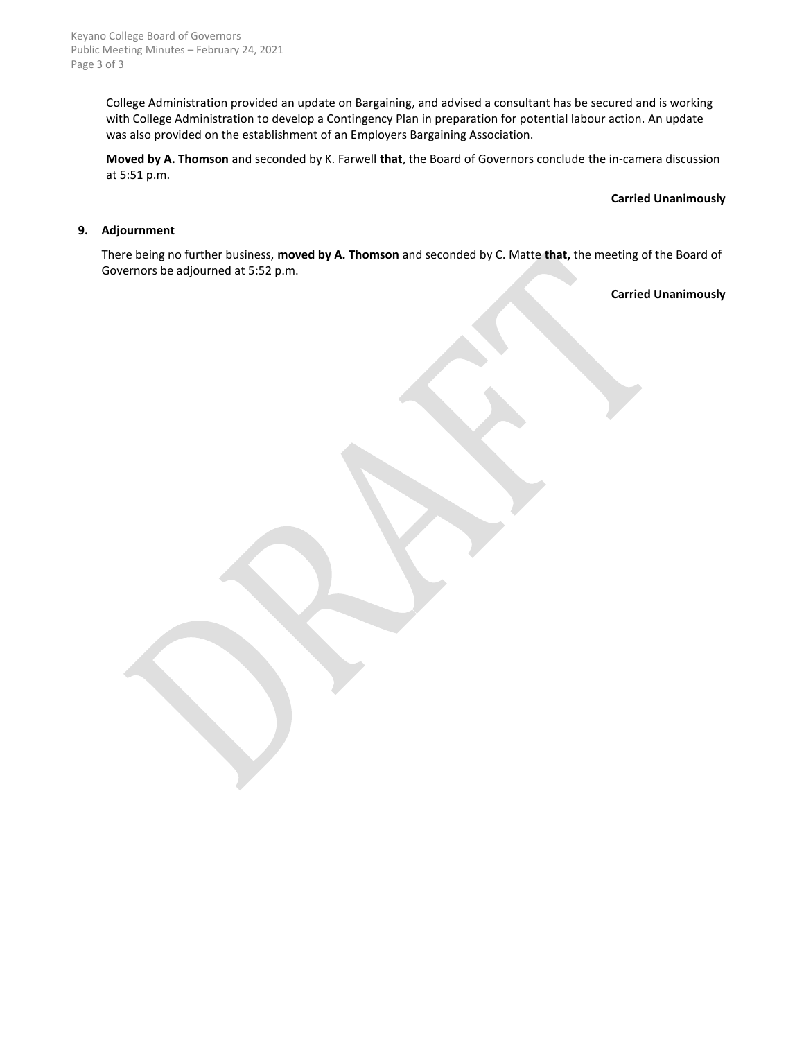College Administration provided an update on Bargaining, and advised a consultant has be secured and is working with College Administration to develop a Contingency Plan in preparation for potential labour action. An update was also provided on the establishment of an Employers Bargaining Association.

**Moved by A. Thomson** and seconded by K. Farwell **that**, the Board of Governors conclude the in-camera discussion at 5:51 p.m.

**Carried Unanimously**

## 9. Adjournment

There being no further business, **moved by A. Thomson** and seconded by C. Matte **that,** the meeting of the Board of Governors be adjourned at 5:52 p.m.

**Carried Unanimously**

DRAFT